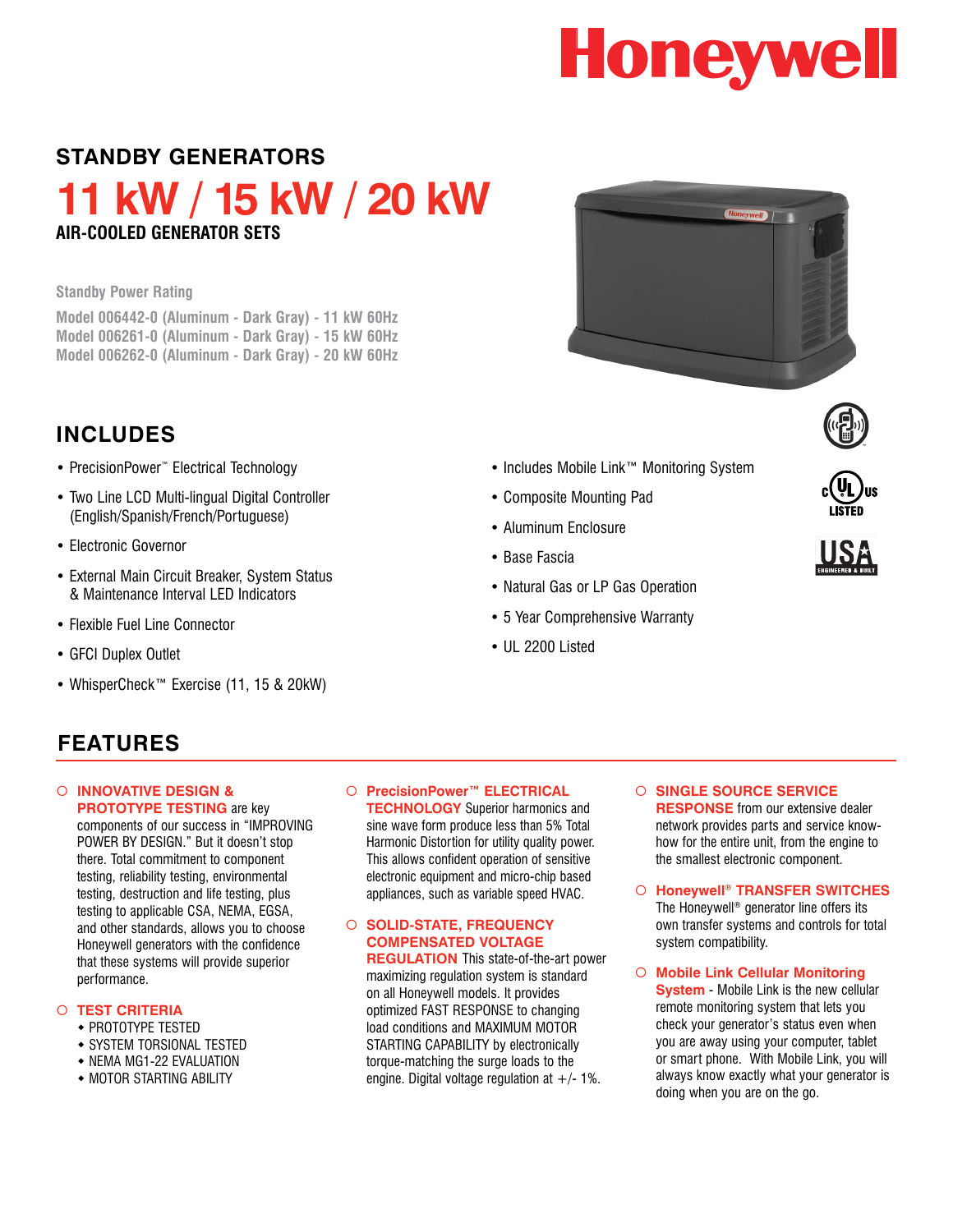# Honeywell

## STANDBY GENERATORS

# 11 kW / 15 kW / 20 kW

### AIR-COOLED GENERATOR SETS

Standby Power Rating

Model 006442-0 (Aluminum - Dark Gray) - 11 kW 60Hz
Model 006261-0 (Aluminum - Dark Gray) - 15 kW 60Hz
Model 006262-0 (Aluminum - Dark Gray) - 20 kW 60Hz

## INCLUDES

- PrecisionPower™ Electrical Technology
- Two Line LCD Multi-lingual Digital Controller (English/Spanish/French/Portuguese)
- Electronic Governor
- External Main Circuit Breaker, System Status & Maintenance Interval LED Indicators
- Flexible Fuel Line Connector
- GFCI Duplex Outlet
- WhisperCheck™ Exercise (11, 15 & 20kW)
- Includes Mobile Link™ Monitoring System
- Composite Mounting Pad
- Aluminum Enclosure
- Base Fascia
- Natural Gas or LP Gas Operation
- 5 Year Comprehensive Warranty
- UL 2200 Listed

## FEATURES

**INNOVATIVE DESIGN & PROTOTYPE TESTING** are key components of our success in "IMPROVING POWER BY DESIGN." But it doesn't stop there. Total commitment to component testing, reliability testing, environmental testing, destruction and life testing, plus testing to applicable CSA, NEMA, EGSA, and other standards, allows you to choose Honeywell generators with the confidence that these systems will provide superior performance.

**TEST CRITERIA**

- PROTOTYPE TESTED
- SYSTEM TORSIONAL TESTED
- NEMA MG1-22 EVALUATION
- MOTOR STARTING ABILITY

**PrecisionPower™ ELECTRICAL TECHNOLOGY** Superior harmonics and sine wave form produce less than 5% Total Harmonic Distortion for utility quality power. This allows confident operation of sensitive electronic equipment and micro-chip based appliances, such as variable speed HVAC.

**SOLID-STATE, FREQUENCY COMPENSATED VOLTAGE REGULATION** This state-of-the-art power maximizing regulation system is standard on all Honeywell models. It provides optimized FAST RESPONSE to changing load conditions and MAXIMUM MOTOR STARTING CAPABILITY by electronically torque-matching the surge loads to the engine. Digital voltage regulation at +/- 1%.

**SINGLE SOURCE SERVICE RESPONSE** from our extensive dealer network provides parts and service know-how for the entire unit, from the engine to the smallest electronic component.

**Honeywell® TRANSFER SWITCHES** The Honeywell® generator line offers its own transfer systems and controls for total system compatibility.

**Mobile Link Cellular Monitoring System** - Mobile Link is the new cellular remote monitoring system that lets you check your generator's status even when you are away using your computer, tablet or smart phone. With Mobile Link, you will always know exactly what your generator is doing when you are on the go.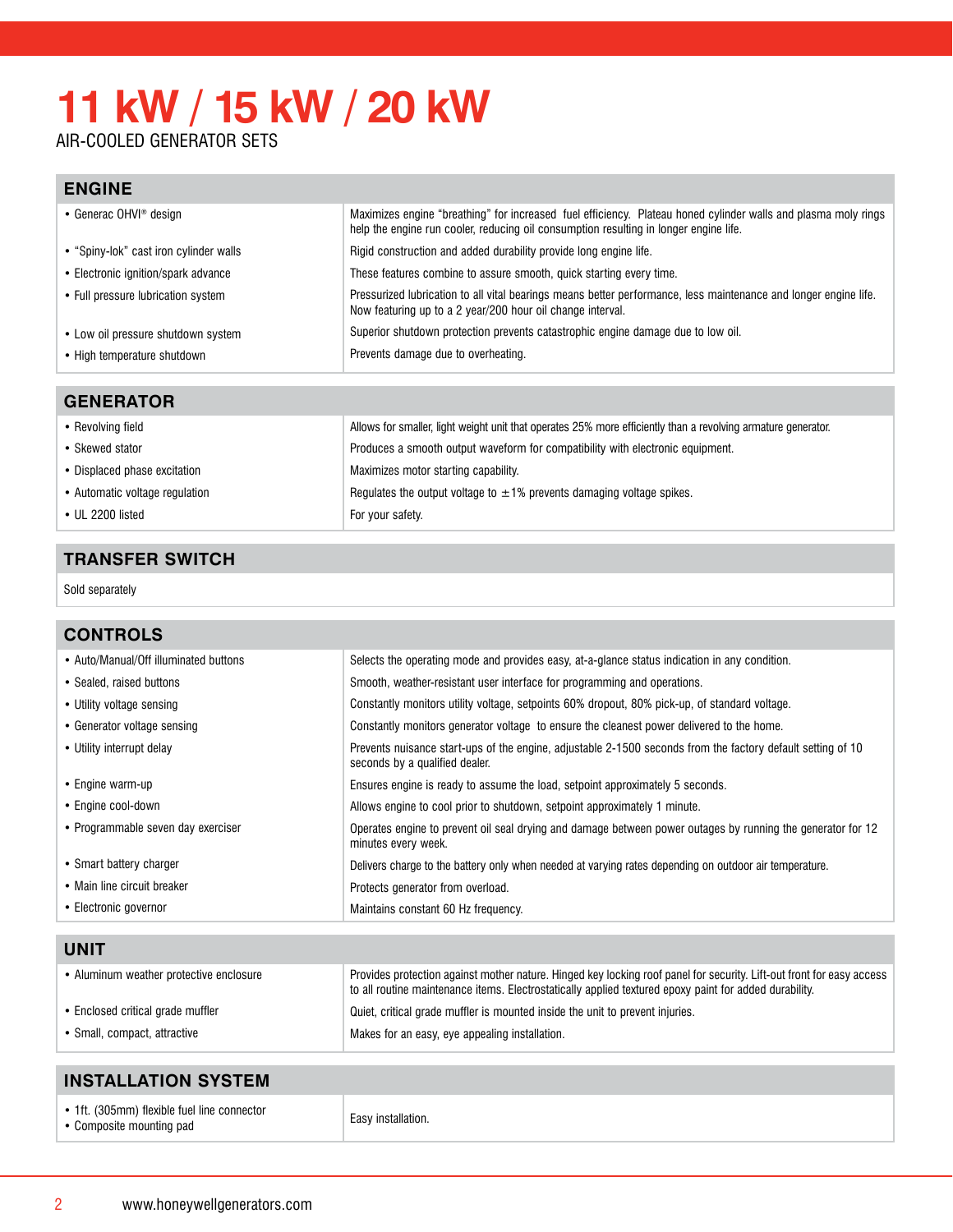# 11 kW / 15 kW / 20 kW

AIR-COOLED GENERATOR SETS

## ENGINE

| | |
|---|---|
| • Generac OHVI® design | Maximizes engine "breathing" for increased fuel efficiency. Plateau honed cylinder walls and plasma moly rings help the engine run cooler, reducing oil consumption resulting in longer engine life. |
| • "Spiny-lok" cast iron cylinder walls | Rigid construction and added durability provide long engine life. |
| • Electronic ignition/spark advance | These features combine to assure smooth, quick starting every time. |
| • Full pressure lubrication system | Pressurized lubrication to all vital bearings means better performance, less maintenance and longer engine life. Now featuring up to a 2 year/200 hour oil change interval. |
| • Low oil pressure shutdown system | Superior shutdown protection prevents catastrophic engine damage due to low oil. |
| • High temperature shutdown | Prevents damage due to overheating. |

## GENERATOR

| | |
|---|---|
| • Revolving field | Allows for smaller, light weight unit that operates 25% more efficiently than a revolving armature generator. |
| • Skewed stator | Produces a smooth output waveform for compatibility with electronic equipment. |
| • Displaced phase excitation | Maximizes motor starting capability. |
| • Automatic voltage regulation | Regulates the output voltage to ±1% prevents damaging voltage spikes. |
| • UL 2200 listed | For your safety. |

## TRANSFER SWITCH

Sold separately

## CONTROLS

| | |
|---|---|
| • Auto/Manual/Off illuminated buttons | Selects the operating mode and provides easy, at-a-glance status indication in any condition. |
| • Sealed, raised buttons | Smooth, weather-resistant user interface for programming and operations. |
| • Utility voltage sensing | Constantly monitors utility voltage, setpoints 60% dropout, 80% pick-up, of standard voltage. |
| • Generator voltage sensing | Constantly monitors generator voltage to ensure the cleanest power delivered to the home. |
| • Utility interrupt delay | Prevents nuisance start-ups of the engine, adjustable 2-1500 seconds from the factory default setting of 10 seconds by a qualified dealer. |
| • Engine warm-up | Ensures engine is ready to assume the load, setpoint approximately 5 seconds. |
| • Engine cool-down | Allows engine to cool prior to shutdown, setpoint approximately 1 minute. |
| • Programmable seven day exerciser | Operates engine to prevent oil seal drying and damage between power outages by running the generator for 12 minutes every week. |
| • Smart battery charger | Delivers charge to the battery only when needed at varying rates depending on outdoor air temperature. |
| • Main line circuit breaker | Protects generator from overload. |
| • Electronic governor | Maintains constant 60 Hz frequency. |

## UNIT

| | |
|---|---|
| • Aluminum weather protective enclosure | Provides protection against mother nature. Hinged key locking roof panel for security. Lift-out front for easy access to all routine maintenance items. Electrostatically applied textured epoxy paint for added durability. |
| • Enclosed critical grade muffler | Quiet, critical grade muffler is mounted inside the unit to prevent injuries. |
| • Small, compact, attractive | Makes for an easy, eye appealing installation. |

## INSTALLATION SYSTEM

| | |
|---|---|
| • 1ft. (305mm) flexible fuel line connector<br>• Composite mounting pad | Easy installation. |

www.honeywellgenerators.com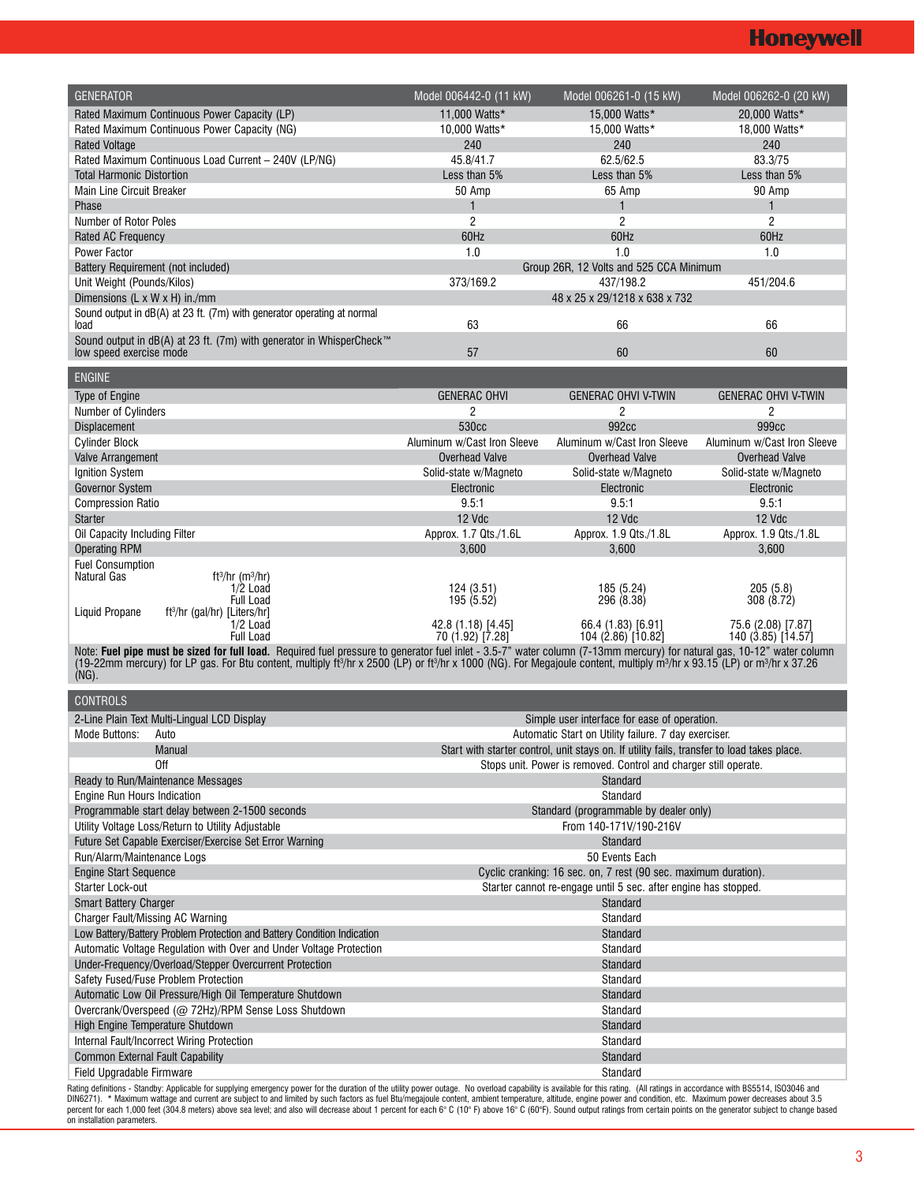| GENERATOR | Model 006442-0 (11 kW) | Model 006261-0 (15 kW) | Model 006262-0 (20 kW) |
|---|---|---|---|
| Rated Maximum Continuous Power Capacity (LP) | 11,000 Watts* | 15,000 Watts* | 20,000 Watts* |
| Rated Maximum Continuous Power Capacity (NG) | 10,000 Watts* | 15,000 Watts* | 18,000 Watts* |
| Rated Voltage | 240 | 240 | 240 |
| Rated Maximum Continuous Load Current – 240V (LP/NG) | 45.8/41.7 | 62.5/62.5 | 83.3/75 |
| Total Harmonic Distortion | Less than 5% | Less than 5% | Less than 5% |
| Main Line Circuit Breaker | 50 Amp | 65 Amp | 90 Amp |
| Phase | 1 | 1 | 1 |
| Number of Rotor Poles | 2 | 2 | 2 |
| Rated AC Frequency | 60Hz | 60Hz | 60Hz |
| Power Factor | 1.0 | 1.0 | 1.0 |
| Battery Requirement (not included) | Group 26R, 12 Volts and 525 CCA Minimum | | |
| Unit Weight (Pounds/Kilos) | 373/169.2 | 437/198.2 | 451/204.6 |
| Dimensions (L x W x H) in./mm | 48 x 25 x 29/1218 x 638 x 732 | | |
| Sound output in dB(A) at 23 ft. (7m) with generator operating at normal load | 63 | 66 | 66 |
| Sound output in dB(A) at 23 ft. (7m) with generator in WhisperCheck™ low speed exercise mode | 57 | 60 | 60 |

| ENGINE | | | |
|---|---|---|---|
| Type of Engine | GENERAC OHVI | GENERAC OHVI V-TWIN | GENERAC OHVI V-TWIN |
| Number of Cylinders | 2 | 2 | 2 |
| Displacement | 530cc | 992cc | 999cc |
| Cylinder Block | Aluminum w/Cast Iron Sleeve | Aluminum w/Cast Iron Sleeve | Aluminum w/Cast Iron Sleeve |
| Valve Arrangement | Overhead Valve | Overhead Valve | Overhead Valve |
| Ignition System | Solid-state w/Magneto | Solid-state w/Magneto | Solid-state w/Magneto |
| Governor System | Electronic | Electronic | Electronic |
| Compression Ratio | 9.5:1 | 9.5:1 | 9.5:1 |
| Starter | 12 Vdc | 12 Vdc | 12 Vdc |
| Oil Capacity Including Filter | Approx. 1.7 Qts./1.6L | Approx. 1.9 Qts./1.8L | Approx. 1.9 Qts./1.8L |
| Operating RPM | 3,600 | 3,600 | 3,600 |
| Fuel Consumption | | | |
| Natural Gas ft³/hr (m³/hr) | | | |
| 1/2 Load | 124 (3.51) | 185 (5.24) | 205 (5.8) |
| Full Load | 195 (5.52) | 296 (8.38) | 308 (8.72) |
| Liquid Propane ft³/hr (gal/hr) [Liters/hr] | | | |
| 1/2 Load | 42.8 (1.18) [4.45] | 66.4 (1.83) [6.91] | 75.6 (2.08) [7.87] |
| Full Load | 70 (1.92) [7.28] | 104 (2.86) [10.82] | 140 (3.85) [14.57] |

Note: **Fuel pipe must be sized for full load.** Required fuel pressure to generator fuel inlet - 3.5-7" water column (7-13mm mercury) for natural gas, 10-12" water column (19-22mm mercury) for LP gas. For Btu content, multiply ft³/hr x 2500 (LP) or ft³/hr x 1000 (NG). For Megajoule content, multiply m³/hr x 93.15 (LP) or m³/hr x 37.26 (NG).

| CONTROLS | |
|---|---|
| 2-Line Plain Text Multi-Lingual LCD Display | Simple user interface for ease of operation. |
| Mode Buttons: Auto | Automatic Start on Utility failure. 7 day exerciser. |
| Manual | Start with starter control, unit stays on. If utility fails, transfer to load takes place. |
| Off | Stops unit. Power is removed. Control and charger still operate. |
| Ready to Run/Maintenance Messages | Standard |
| Engine Run Hours Indication | Standard |
| Programmable start delay between 2-1500 seconds | Standard (programmable by dealer only) |
| Utility Voltage Loss/Return to Utility Adjustable | From 140-171V/190-216V |
| Future Set Capable Exerciser/Exercise Set Error Warning | Standard |
| Run/Alarm/Maintenance Logs | 50 Events Each |
| Engine Start Sequence | Cyclic cranking: 16 sec. on, 7 rest (90 sec. maximum duration). |
| Starter Lock-out | Starter cannot re-engage until 5 sec. after engine has stopped. |
| Smart Battery Charger | Standard |
| Charger Fault/Missing AC Warning | Standard |
| Low Battery/Battery Problem Protection and Battery Condition Indication | Standard |
| Automatic Voltage Regulation with Over and Under Voltage Protection | Standard |
| Under-Frequency/Overload/Stepper Overcurrent Protection | Standard |
| Safety Fused/Fuse Problem Protection | Standard |
| Automatic Low Oil Pressure/High Oil Temperature Shutdown | Standard |
| Overcrank/Overspeed (@ 72Hz)/RPM Sense Loss Shutdown | Standard |
| High Engine Temperature Shutdown | Standard |
| Internal Fault/Incorrect Wiring Protection | Standard |
| Common External Fault Capability | Standard |
| Field Upgradable Firmware | Standard |

Rating definitions - Standby: Applicable for supplying emergency power for the duration of the utility power outage. No overload capability is available for this rating. (All ratings in accordance with BS5514, ISO3046 and DIN6271). * Maximum wattage and current are subject to and limited by such factors as fuel Btu/megajoule content, ambient temperature, altitude, engine power and condition, etc. Maximum power decreases about 3.5 percent for each 1,000 feet (304.8 meters) above sea level; and also will decrease about 1 percent for each 6° C (10° F) above 16° C (60°F). Sound output ratings from certain points on the generator subject to change based on installation parameters.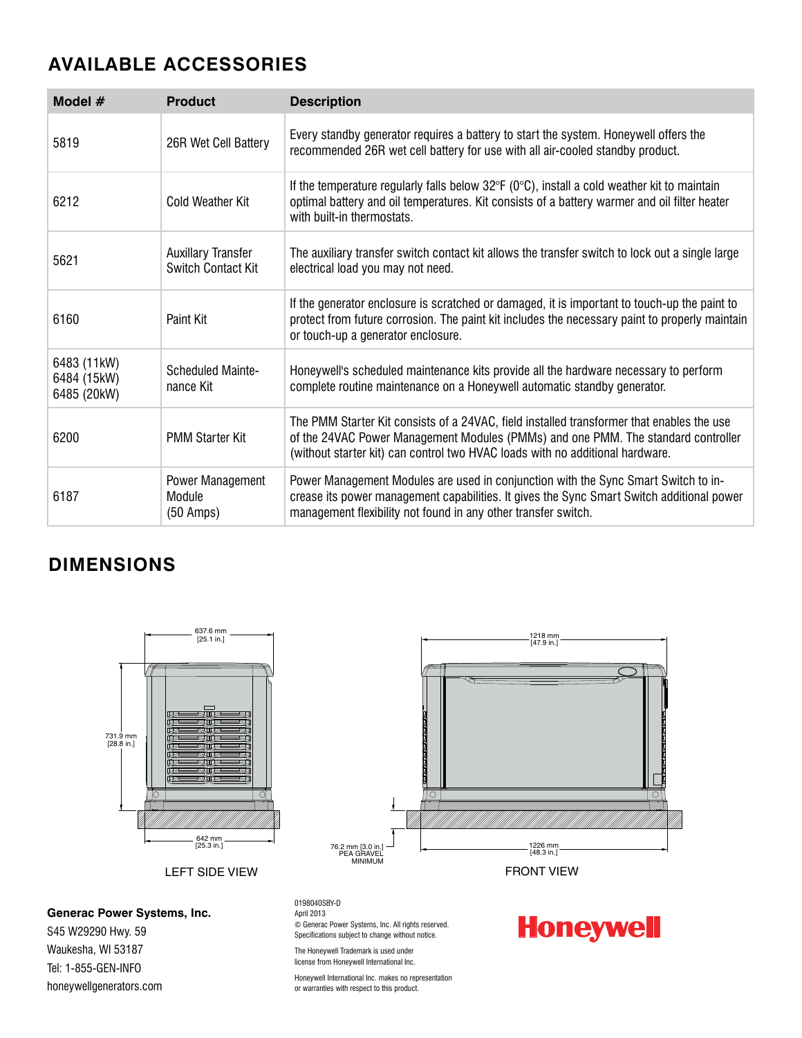## AVAILABLE ACCESSORIES

| Model # | Product | Description |
|---|---|---|
| 5819 | 26R Wet Cell Battery | Every standby generator requires a battery to start the system. Honeywell offers the recommended 26R wet cell battery for use with all air-cooled standby product. |
| 6212 | Cold Weather Kit | If the temperature regularly falls below 32°F (0°C), install a cold weather kit to maintain optimal battery and oil temperatures. Kit consists of a battery warmer and oil filter heater with built-in thermostats. |
| 5621 | Auxiliary Transfer Switch Contact Kit | The auxiliary transfer switch contact kit allows the transfer switch to lock out a single large electrical load you may not need. |
| 6160 | Paint Kit | If the generator enclosure is scratched or damaged, it is important to touch-up the paint to protect from future corrosion. The paint kit includes the necessary paint to properly maintain or touch-up a generator enclosure. |
| 6483 (11kW)<br>6484 (15kW)<br>6485 (20kW) | Scheduled Maintenance Kit | Honeywell's scheduled maintenance kits provide all the hardware necessary to perform complete routine maintenance on a Honeywell automatic standby generator. |
| 6200 | PMM Starter Kit | The PMM Starter Kit consists of a 24VAC, field installed transformer that enables the use of the 24VAC Power Management Modules (PMMs) and one PMM. The standard controller (without starter kit) can control two HVAC loads with no additional hardware. |
| 6187 | Power Management Module (50 Amps) | Power Management Modules are used in conjunction with the Sync Smart Switch to increase its power management capabilities. It gives the Sync Smart Switch additional power management flexibility not found in any other transfer switch. |

## DIMENSIONS

637.6 mm [25.1 in.]
731.9 mm [28.8 in.]
642 mm [25.3 in.]

LEFT SIDE VIEW

1218 mm [47.9 in.]
76.2 mm [3.0 in.] PEA GRAVEL MINIMUM
1226 mm [48.3 in.]

FRONT VIEW

**Generac Power Systems, Inc.**
S45 W29290 Hwy. 59
Waukesha, WI 53187
Tel: 1-855-GEN-INFO
honeywellgenerators.com

0198040SBY-D
April 2013
© Generac Power Systems, Inc. All rights reserved.
Specifications subject to change without notice.

The Honeywell Trademark is used under license from Honeywell International Inc.

Honeywell International Inc. makes no representation or warranties with respect to this product.

Honeywell